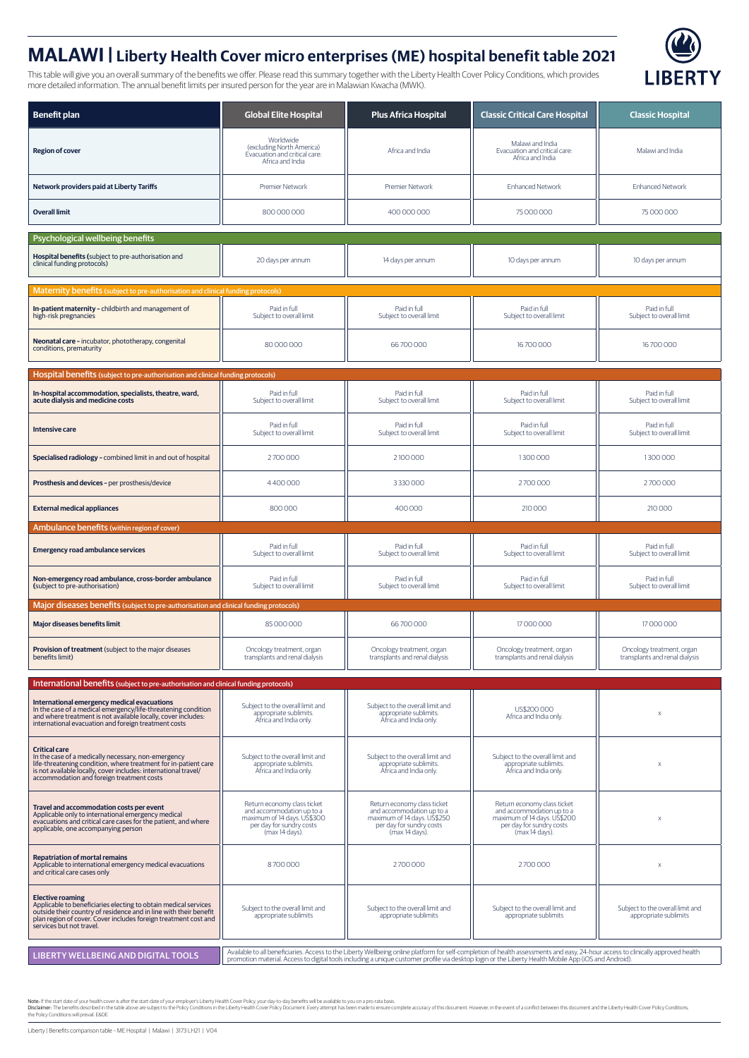# MALAWI | Liberty Health Cover micro enterprises (ME) hospital benefit table 2021

LIBERTY

This table will give you an overall summary of the benefits we offer. Please read this summary together with the Liberty Health Cover Policy Conditions, which provides more detailed information. The annual benefit limits per insured person for the year are in Malawian Kwacha (MWK).

| Benefit plan | Global Elite Hospital | Plus Africa Hospital | Classic Critical Care Hospital | Classic Hospital |
|---|---|---|---|---|
| **Region of cover** | Worldwide (excluding North America) Evacuation and critical care: Africa and India | Africa and India | Malawi and India Evacuation and critical care: Africa and India | Malawi and India |
| **Network providers paid at Liberty Tariffs** | Premier Network | Premier Network | Enhanced Network | Enhanced Network |
| **Overall limit** | 800 000 000 | 400 000 000 | 75 000 000 | 75 000 000 |
| **Psychological wellbeing benefits** | | | | |
| **Hospital benefits** (subject to pre-authorisation and clinical funding protocols) | 20 days per annum | 14 days per annum | 10 days per annum | 10 days per annum |
| **Maternity benefits** (subject to pre-authorisation and clinical funding protocols) | | | | |
| **In-patient maternity** – childbirth and management of high-risk pregnancies | Paid in full Subject to overall limit | Paid in full Subject to overall limit | Paid in full Subject to overall limit | Paid in full Subject to overall limit |
| **Neonatal care** – incubator, phototherapy, congenital conditions, prematurity | 80 000 000 | 66 700 000 | 16 700 000 | 16 700 000 |
| **Hospital benefits** (subject to pre-authorisation and clinical funding protocols) | | | | |
| **In-hospital accommodation, specialists, theatre, ward, acute dialysis and medicine costs** | Paid in full Subject to overall limit | Paid in full Subject to overall limit | Paid in full Subject to overall limit | Paid in full Subject to overall limit |
| **Intensive care** | Paid in full Subject to overall limit | Paid in full Subject to overall limit | Paid in full Subject to overall limit | Paid in full Subject to overall limit |
| **Specialised radiology** – combined limit in and out of hospital | 2 700 000 | 2 100 000 | 1 300 000 | 1 300 000 |
| **Prosthesis and devices** – per prosthesis/device | 4 400 000 | 3 330 000 | 2 700 000 | 2 700 000 |
| **External medical appliances** | 800 000 | 400 000 | 210 000 | 210 000 |
| **Ambulance benefits** (within region of cover) | | | | |
| **Emergency road ambulance services** | Paid in full Subject to overall limit | Paid in full Subject to overall limit | Paid in full Subject to overall limit | Paid in full Subject to overall limit |
| **Non-emergency road ambulance, cross-border ambulance** (subject to pre-authorisation) | Paid in full Subject to overall limit | Paid in full Subject to overall limit | Paid in full Subject to overall limit | Paid in full Subject to overall limit |
| **Major diseases benefits** (subject to pre-authorisation and clinical funding protocols) | | | | |
| **Major diseases benefits limit** | 85 000 000 | 66 700 000 | 17 000 000 | 17 000 000 |
| **Provision of treatment** (subject to the major diseases benefits limit) | Oncology treatment, organ transplants and renal dialysis | Oncology treatment, organ transplants and renal dialysis | Oncology treatment, organ transplants and renal dialysis | Oncology treatment, organ transplants and renal dialysis |
| **International benefits** (subject to pre-authorisation and clinical funding protocols) | | | | |
| **International emergency medical evacuations** In the case of a medical emergency/life-threatening condition and where treatment is not available locally, cover includes: international evacuation and foreign treatment costs | Subject to the overall limit and appropriate sublimits. Africa and India only. | Subject to the overall limit and appropriate sublimits. Africa and India only. | US$200 000 Africa and India only. | x |
| **Critical care** In the case of a medically necessary, non-emergency life-threatening condition, where treatment for in-patient care is not available locally, cover includes: international travel/ accommodation and foreign treatment costs | Subject to the overall limit and appropriate sublimits. Africa and India only. | Subject to the overall limit and appropriate sublimits. Africa and India only. | Subject to the overall limit and appropriate sublimits. Africa and India only. | x |
| **Travel and accommodation costs per event** Applicable only to international emergency medical evacuations and critical care cases for the patient, and where applicable, one accompanying person | Return economy class ticket and accommodation up to a maximum of 14 days. US$300 per day for sundry costs (max 14 days). | Return economy class ticket and accommodation up to a maximum of 14 days. US$250 per day for sundry costs (max 14 days). | Return economy class ticket and accommodation up to a maximum of 14 days. US$200 per day for sundry costs (max 14 days). | x |
| **Repatriation of mortal remains** Applicable to international emergency medical evacuations and critical care cases only | 8 700 000 | 2 700 000 | 2 700 000 | x |
| **Elective roaming** Applicable to beneficiaries electing to obtain medical services outside their country of residence and in line with their benefit plan region of cover. Cover includes foreign treatment cost and services but not travel. | Subject to the overall limit and appropriate sublimits | Subject to the overall limit and appropriate sublimits | Subject to the overall limit and appropriate sublimits | Subject to the overall limit and appropriate sublimits |
| **LIBERTY WELLBEING AND DIGITAL TOOLS** | Available to all beneficiaries. Access to the Liberty Wellbeing online platform for self-completion of health assessments and easy, 24-hour access to clinically approved health promotion material. Access to digital tools including a unique customer profile via desktop login or the Liberty Health Mobile App (iOS and Android). | | | |

**Note:** If the start date of your health cover is after the start date of your employer's Liberty Health Cover Policy, your day-to-day benefits will be available to you on a pro-rata basis.
**Disclaimer:** The benefits described in the table above are subject to the Policy Conditions in the Liberty Health Cover Policy Document. Every attempt has been made to ensure complete accuracy of this document. However, in the event of a conflict between this document and the Liberty Health Cover Policy Conditions, the Policy Conditions will prevail. E&OE.

Liberty | Benefits comparison table – ME Hospital | Malawi | 3173 LH21 | V04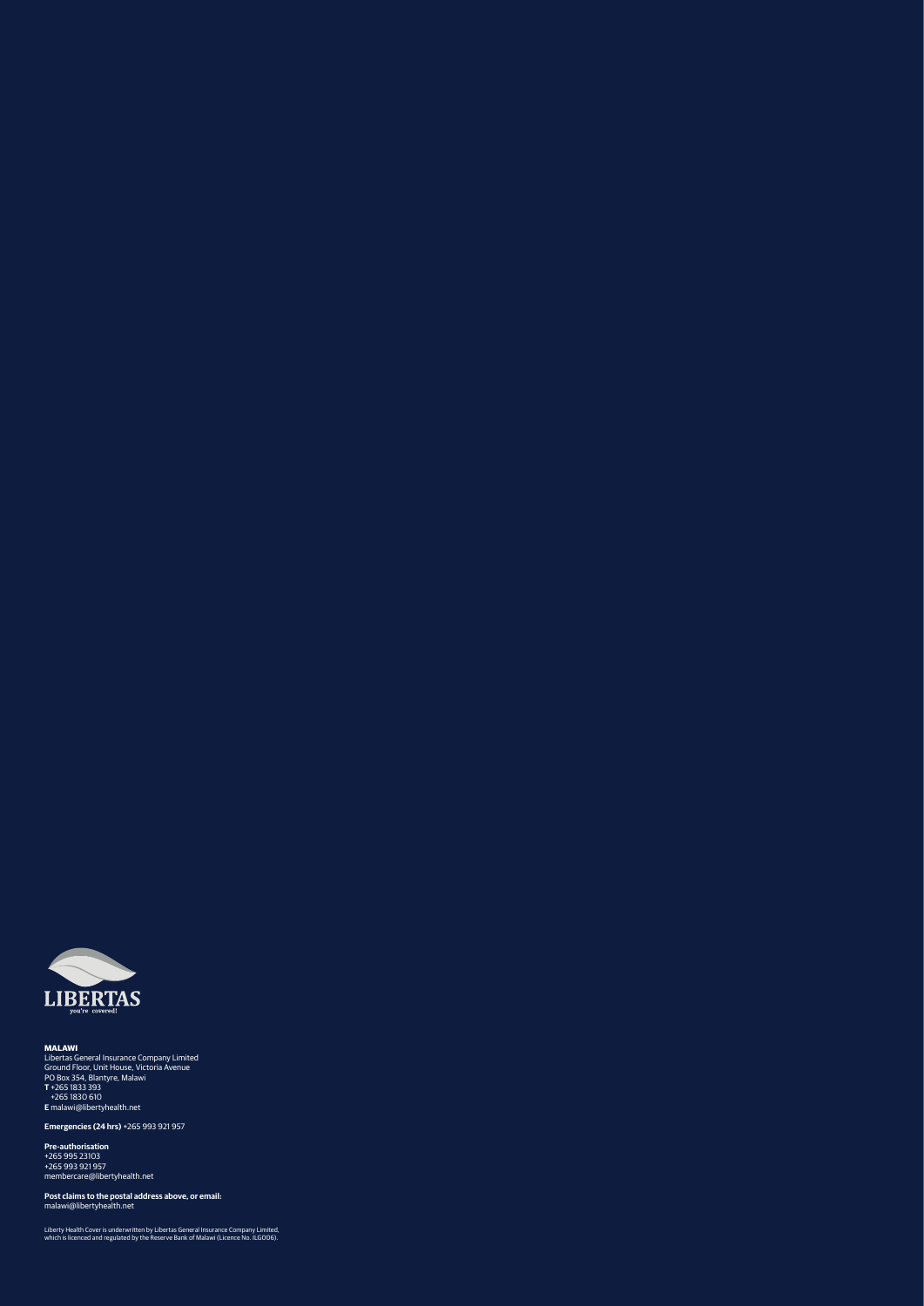LIBERTAS

you're covered!

**MALAWI**
Libertas General Insurance Company Limited
Ground Floor, Unit House, Victoria Avenue
PO Box 354, Blantyre, Malawi
**T** +265 1833 393
+265 1830 610
**E** malawi@libertyhealth.net

**Emergencies (24 hrs)** +265 993 921 957

**Pre-authorisation**
+265 995 23103
+265 993 921 957
membercare@libertyhealth.net

**Post claims to the postal address above, or email:**
malawi@libertyhealth.net

Liberty Health Cover is underwritten by Libertas General Insurance Company Limited, which is licenced and regulated by the Reserve Bank of Malawi (Licence No. ILG006).